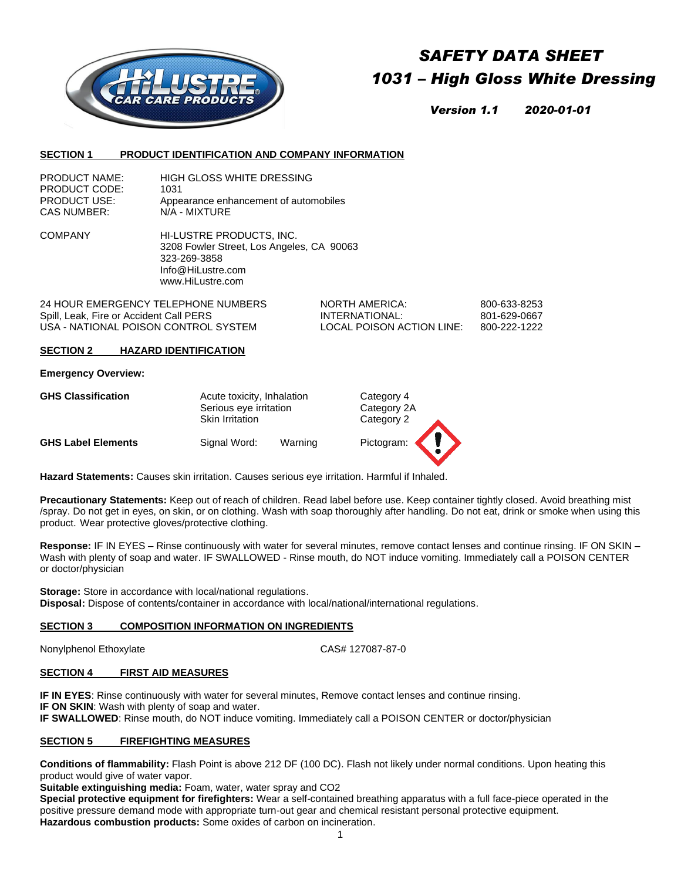# SAFETY DATA SHEET
# 1031 – High Gloss White Dressing

***Version 1.1 2020-01-01***

## SECTION 1 PRODUCT IDENTIFICATION AND COMPANY INFORMATION

| | |
|---|---|
| PRODUCT NAME: | HIGH GLOSS WHITE DRESSING |
| PRODUCT CODE: | 1031 |
| PRODUCT USE: | Appearance enhancement of automobiles |
| CAS NUMBER: | N/A - MIXTURE |

COMPANY
HI-LUSTRE PRODUCTS, INC.
3208 Fowler Street, Los Angeles, CA 90063
323-269-3858
Info@HiLustre.com
www.HiLustre.com

| | | |
|---|---|---|
| 24 HOUR EMERGENCY TELEPHONE NUMBERS | NORTH AMERICA: | 800-633-8253 |
| Spill, Leak, Fire or Accident Call PERS | INTERNATIONAL: | 801-629-0667 |
| USA - NATIONAL POISON CONTROL SYSTEM | LOCAL POISON ACTION LINE: | 800-222-1222 |

## SECTION 2 HAZARD IDENTIFICATION

**Emergency Overview:**

| | | |
|---|---|---|
| **GHS Classification** | Acute toxicity, Inhalation | Category 4 |
| | Serious eye irritation | Category 2A |
| | Skin Irritation | Category 2 |
| **GHS Label Elements** | Signal Word: Warning | Pictogram: |

**Hazard Statements:** Causes skin irritation. Causes serious eye irritation. Harmful if Inhaled.

**Precautionary Statements:** Keep out of reach of children. Read label before use. Keep container tightly closed. Avoid breathing mist /spray. Do not get in eyes, on skin, or on clothing. Wash with soap thoroughly after handling. Do not eat, drink or smoke when using this product. Wear protective gloves/protective clothing.

**Response:** IF IN EYES – Rinse continuously with water for several minutes, remove contact lenses and continue rinsing. IF ON SKIN – Wash with plenty of soap and water. IF SWALLOWED - Rinse mouth, do NOT induce vomiting. Immediately call a POISON CENTER or doctor/physician

**Storage:** Store in accordance with local/national regulations.
**Disposal:** Dispose of contents/container in accordance with local/national/international regulations.

## SECTION 3 COMPOSITION INFORMATION ON INGREDIENTS

| | |
|---|---|
| Nonylphenol Ethoxylate | CAS# 127087-87-0 |

## SECTION 4 FIRST AID MEASURES

**IF IN EYES**: Rinse continuously with water for several minutes, Remove contact lenses and continue rinsing.
**IF ON SKIN**: Wash with plenty of soap and water.
**IF SWALLOWED**: Rinse mouth, do NOT induce vomiting. Immediately call a POISON CENTER or doctor/physician

## SECTION 5 FIREFIGHTING MEASURES

**Conditions of flammability:** Flash Point is above 212 DF (100 DC). Flash not likely under normal conditions. Upon heating this product would give of water vapor.
**Suitable extinguishing media:** Foam, water, water spray and CO2
**Special protective equipment for firefighters:** Wear a self-contained breathing apparatus with a full face-piece operated in the positive pressure demand mode with appropriate turn-out gear and chemical resistant personal protective equipment.
**Hazardous combustion products:** Some oxides of carbon on incineration.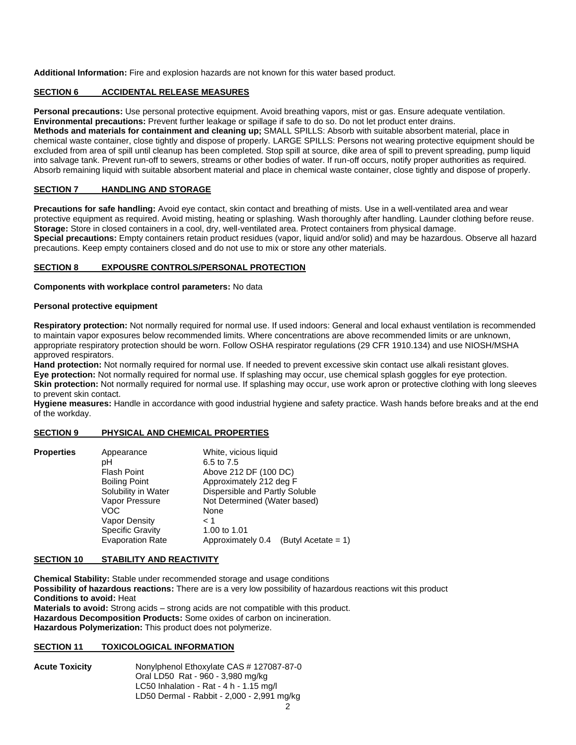**Additional Information:** Fire and explosion hazards are not known for this water based product.

## SECTION 6 ACCIDENTAL RELEASE MEASURES

**Personal precautions:** Use personal protective equipment. Avoid breathing vapors, mist or gas. Ensure adequate ventilation.
**Environmental precautions:** Prevent further leakage or spillage if safe to do so. Do not let product enter drains.
**Methods and materials for containment and cleaning up;** SMALL SPILLS: Absorb with suitable absorbent material, place in chemical waste container, close tightly and dispose of properly. LARGE SPILLS: Persons not wearing protective equipment should be excluded from area of spill until cleanup has been completed. Stop spill at source, dike area of spill to prevent spreading, pump liquid into salvage tank. Prevent run-off to sewers, streams or other bodies of water. If run-off occurs, notify proper authorities as required. Absorb remaining liquid with suitable absorbent material and place in chemical waste container, close tightly and dispose of properly.

## SECTION 7 HANDLING AND STORAGE

**Precautions for safe handling:** Avoid eye contact, skin contact and breathing of mists. Use in a well-ventilated area and wear protective equipment as required. Avoid misting, heating or splashing. Wash thoroughly after handling. Launder clothing before reuse.
**Storage:** Store in closed containers in a cool, dry, well-ventilated area. Protect containers from physical damage.
**Special precautions:** Empty containers retain product residues (vapor, liquid and/or solid) and may be hazardous. Observe all hazard precautions. Keep empty containers closed and do not use to mix or store any other materials.

## SECTION 8 EXPOUSRE CONTROLS/PERSONAL PROTECTION

**Components with workplace control parameters:** No data

**Personal protective equipment**

**Respiratory protection:** Not normally required for normal use. If used indoors: General and local exhaust ventilation is recommended to maintain vapor exposures below recommended limits. Where concentrations are above recommended limits or are unknown, appropriate respiratory protection should be worn. Follow OSHA respirator regulations (29 CFR 1910.134) and use NIOSH/MSHA approved respirators.
**Hand protection:** Not normally required for normal use. If needed to prevent excessive skin contact use alkali resistant gloves.
**Eye protection:** Not normally required for normal use. If splashing may occur, use chemical splash goggles for eye protection.
**Skin protection:** Not normally required for normal use. If splashing may occur, use work apron or protective clothing with long sleeves to prevent skin contact.
**Hygiene measures:** Handle in accordance with good industrial hygiene and safety practice. Wash hands before breaks and at the end of the workday.

## SECTION 9 PHYSICAL AND CHEMICAL PROPERTIES

| **Properties** | | |
|---|---|---|
| | Appearance | White, vicious liquid |
| | pH | 6.5 to 7.5 |
| | Flash Point | Above 212 DF (100 DC) |
| | Boiling Point | Approximately 212 deg F |
| | Solubility in Water | Dispersible and Partly Soluble |
| | Vapor Pressure | Not Determined (Water based) |
| | VOC | None |
| | Vapor Density | < 1 |
| | Specific Gravity | 1.00 to 1.01 |
| | Evaporation Rate | Approximately 0.4 (Butyl Acetate = 1) |

## SECTION 10 STABILITY AND REACTIVITY

**Chemical Stability:** Stable under recommended storage and usage conditions
**Possibility of hazardous reactions:** There are is a very low possibility of hazardous reactions wit this product
**Conditions to avoid:** Heat
**Materials to avoid:** Strong acids – strong acids are not compatible with this product.
**Hazardous Decomposition Products:** Some oxides of carbon on incineration.
**Hazardous Polymerization:** This product does not polymerize.

## SECTION 11 TOXICOLOGICAL INFORMATION

**Acute Toxicity**

Nonylphenol Ethoxylate CAS # 127087-87-0
Oral LD50 Rat - 960 - 3,980 mg/kg
LC50 Inhalation - Rat - 4 h - 1.15 mg/l
LD50 Dermal - Rabbit - 2,000 - 2,991 mg/kg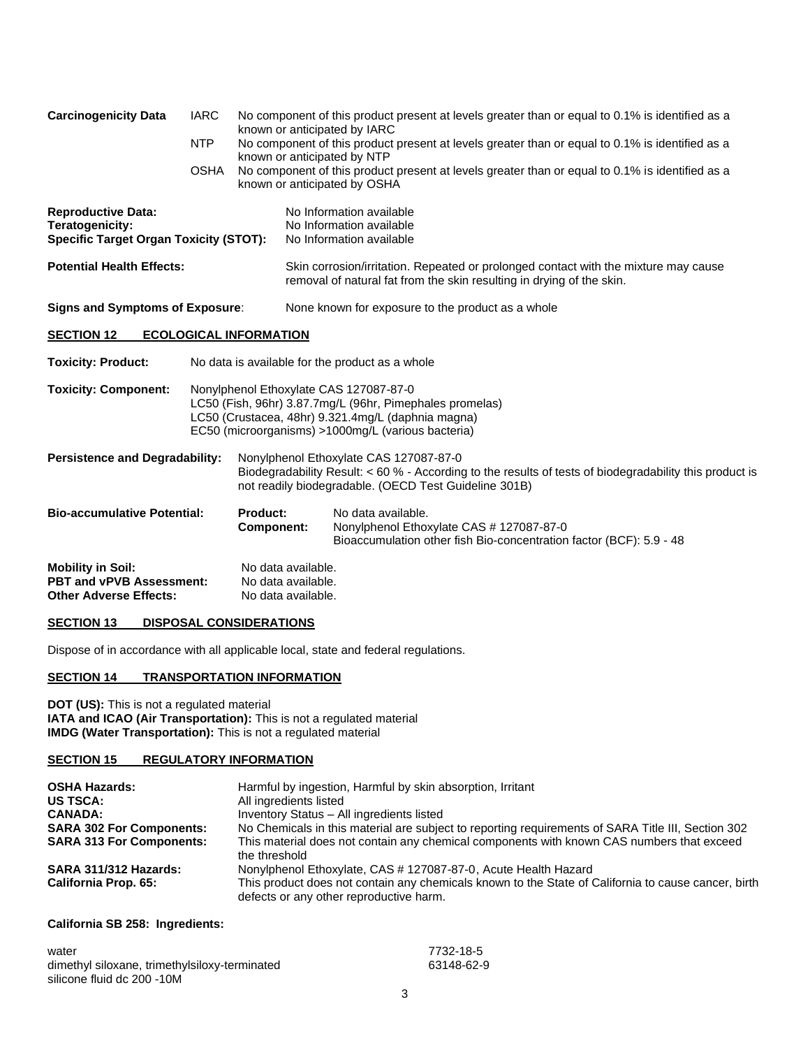**Carcinogenicity Data**

| | |
|---|---|
| IARC | No component of this product present at levels greater than or equal to 0.1% is identified as a known or anticipated by IARC |
| NTP | No component of this product present at levels greater than or equal to 0.1% is identified as a known or anticipated by NTP |
| OSHA | No component of this product present at levels greater than or equal to 0.1% is identified as a known or anticipated by OSHA |

**Reproductive Data:** No Information available
**Teratogenicity:** No Information available
**Specific Target Organ Toxicity (STOT):** No Information available

**Potential Health Effects:** Skin corrosion/irritation. Repeated or prolonged contact with the mixture may cause removal of natural fat from the skin resulting in drying of the skin.

**Signs and Symptoms of Exposure**: None known for exposure to the product as a whole

## SECTION 12 ECOLOGICAL INFORMATION

**Toxicity: Product:** No data is available for the product as a whole

**Toxicity: Component:** Nonylphenol Ethoxylate CAS 127087-87-0
LC50 (Fish, 96hr) 3.87.7mg/L (96hr, Pimephales promelas)
LC50 (Crustacea, 48hr) 9.321.4mg/L (daphnia magna)
EC50 (microorganisms) >1000mg/L (various bacteria)

**Persistence and Degradability:** Nonylphenol Ethoxylate CAS 127087-87-0
Biodegradability Result: < 60 % - According to the results of tests of biodegradability this product is not readily biodegradable. (OECD Test Guideline 301B)

**Bio-accumulative Potential:**
**Product:** No data available.
**Component:** Nonylphenol Ethoxylate CAS # 127087-87-0
Bioaccumulation other fish Bio-concentration factor (BCF): 5.9 - 48

**Mobility in Soil:** No data available.
**PBT and vPVB Assessment:** No data available.
**Other Adverse Effects:** No data available.

## SECTION 13 DISPOSAL CONSIDERATIONS

Dispose of in accordance with all applicable local, state and federal regulations.

## SECTION 14 TRANSPORTATION INFORMATION

**DOT (US):** This is not a regulated material
**IATA and ICAO (Air Transportation):** This is not a regulated material
**IMDG (Water Transportation):** This is not a regulated material

## SECTION 15 REGULATORY INFORMATION

| | |
|---|---|
| **OSHA Hazards:** | Harmful by ingestion, Harmful by skin absorption, Irritant |
| **US TSCA:** | All ingredients listed |
| **CANADA:** | Inventory Status – All ingredients listed |
| **SARA 302 For Components:** | No Chemicals in this material are subject to reporting requirements of SARA Title III, Section 302 |
| **SARA 313 For Components:** | This material does not contain any chemical components with known CAS numbers that exceed the threshold |
| **SARA 311/312 Hazards:** | Nonylphenol Ethoxylate, CAS # 127087-87-0, Acute Health Hazard |
| **California Prop. 65:** | This product does not contain any chemicals known to the State of California to cause cancer, birth defects or any other reproductive harm. |

**California SB 258: Ingredients:**

| | |
|---|---|
| water | 7732-18-5 |
| dimethyl siloxane, trimethylsiloxy-terminated silicone fluid dc 200 -10M | 63148-62-9 |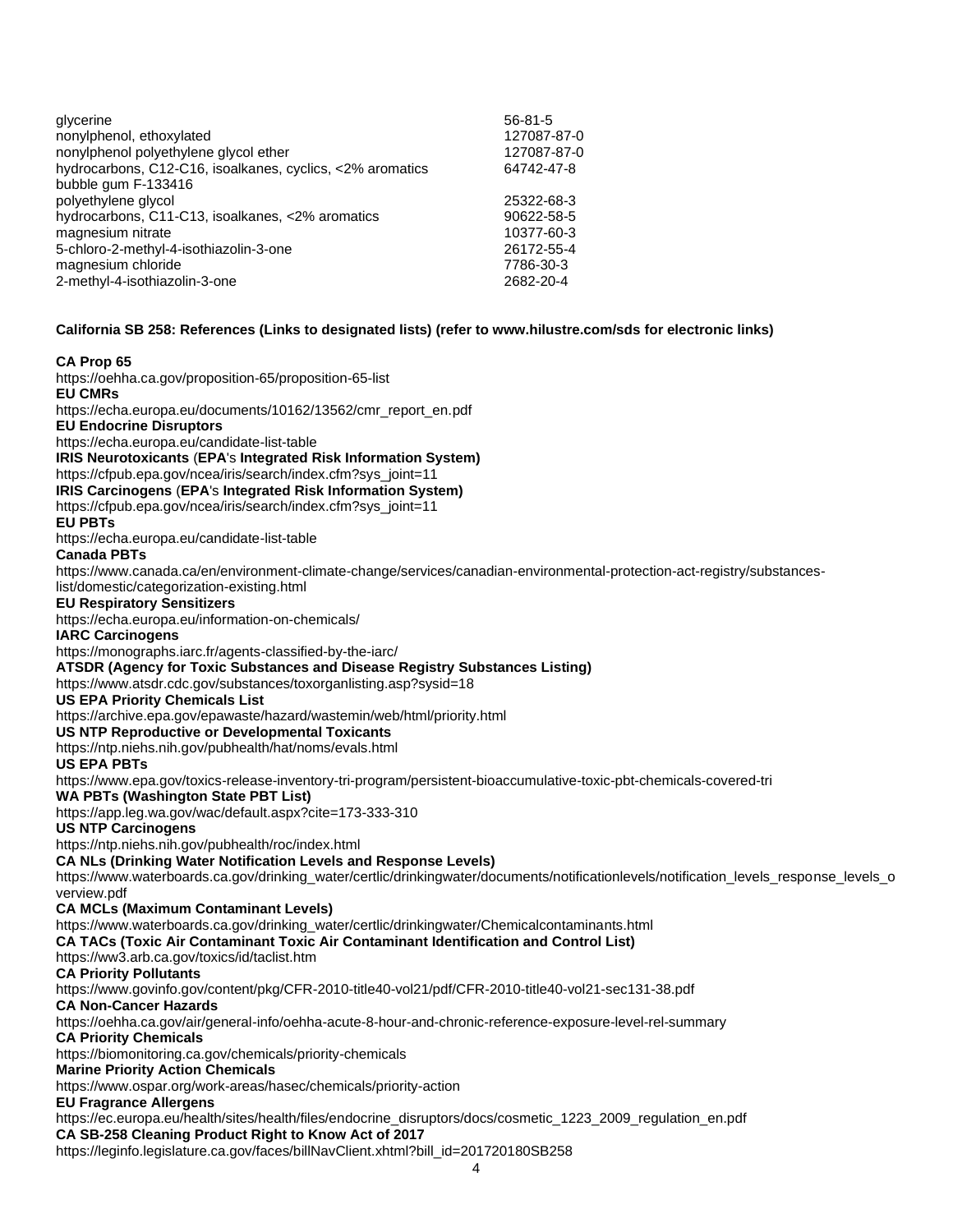| | |
|---|---|
| glycerine | 56-81-5 |
| nonylphenol, ethoxylated | 127087-87-0 |
| nonylphenol polyethylene glycol ether | 127087-87-0 |
| hydrocarbons, C12-C16, isoalkanes, cyclics, <2% aromatics | 64742-47-8 |
| bubble gum F-133416 | |
| polyethylene glycol | 25322-68-3 |
| hydrocarbons, C11-C13, isoalkanes, <2% aromatics | 90622-58-5 |
| magnesium nitrate | 10377-60-3 |
| 5-chloro-2-methyl-4-isothiazolin-3-one | 26172-55-4 |
| magnesium chloride | 7786-30-3 |
| 2-methyl-4-isothiazolin-3-one | 2682-20-4 |

**California SB 258: References (Links to designated lists) (refer to www.hilustre.com/sds for electronic links)**

**CA Prop 65**
https://oehha.ca.gov/proposition-65/proposition-65-list
**EU CMRs**
https://echa.europa.eu/documents/10162/13562/cmr_report_en.pdf
**EU Endocrine Disruptors**
https://echa.europa.eu/candidate-list-table
**IRIS Neurotoxicants (EPA's Integrated Risk Information System)**
https://cfpub.epa.gov/ncea/iris/search/index.cfm?sys_joint=11
**IRIS Carcinogens (EPA's Integrated Risk Information System)**
https://cfpub.epa.gov/ncea/iris/search/index.cfm?sys_joint=11
**EU PBTs**
https://echa.europa.eu/candidate-list-table
**Canada PBTs**
https://www.canada.ca/en/environment-climate-change/services/canadian-environmental-protection-act-registry/substances-list/domestic/categorization-existing.html
**EU Respiratory Sensitizers**
https://echa.europa.eu/information-on-chemicals/
**IARC Carcinogens**
https://monographs.iarc.fr/agents-classified-by-the-iarc/
**ATSDR (Agency for Toxic Substances and Disease Registry Substances Listing)**
https://www.atsdr.cdc.gov/substances/toxorganlisting.asp?sysid=18
**US EPA Priority Chemicals List**
https://archive.epa.gov/epawaste/hazard/wastemin/web/html/priority.html
**US NTP Reproductive or Developmental Toxicants**
https://ntp.niehs.nih.gov/pubhealth/hat/noms/evals.html
**US EPA PBTs**
https://www.epa.gov/toxics-release-inventory-tri-program/persistent-bioaccumulative-toxic-pbt-chemicals-covered-tri
**WA PBTs (Washington State PBT List)**
https://app.leg.wa.gov/wac/default.aspx?cite=173-333-310
**US NTP Carcinogens**
https://ntp.niehs.nih.gov/pubhealth/roc/index.html
**CA NLs (Drinking Water Notification Levels and Response Levels)**
https://www.waterboards.ca.gov/drinking_water/certlic/drinkingwater/documents/notificationlevels/notification_levels_response_levels_overview.pdf
**CA MCLs (Maximum Contaminant Levels)**
https://www.waterboards.ca.gov/drinking_water/certlic/drinkingwater/Chemicalcontaminants.html
**CA TACs (Toxic Air Contaminant Toxic Air Contaminant Identification and Control List)**
https://ww3.arb.ca.gov/toxics/id/taclist.htm
**CA Priority Pollutants**
https://www.govinfo.gov/content/pkg/CFR-2010-title40-vol21/pdf/CFR-2010-title40-vol21-sec131-38.pdf
**CA Non-Cancer Hazards**
https://oehha.ca.gov/air/general-info/oehha-acute-8-hour-and-chronic-reference-exposure-level-rel-summary
**CA Priority Chemicals**
https://biomonitoring.ca.gov/chemicals/priority-chemicals
**Marine Priority Action Chemicals**
https://www.ospar.org/work-areas/hasec/chemicals/priority-action
**EU Fragrance Allergens**
https://ec.europa.eu/health/sites/health/files/endocrine_disruptors/docs/cosmetic_1223_2009_regulation_en.pdf
**CA SB-258 Cleaning Product Right to Know Act of 2017**
https://leginfo.legislature.ca.gov/faces/billNavClient.xhtml?bill_id=201720180SB258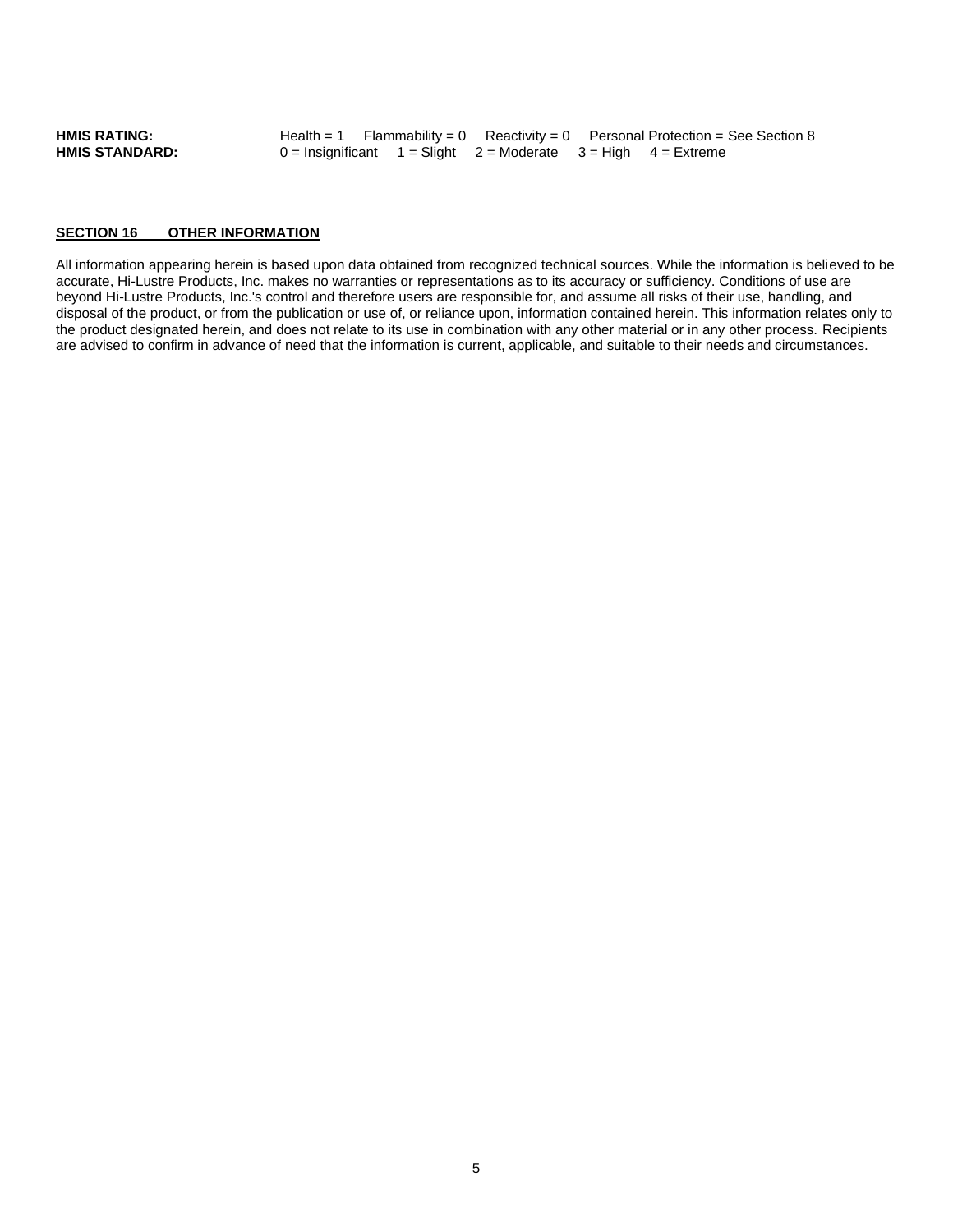**HMIS RATING:** Health = 1 Flammability = 0 Reactivity = 0 Personal Protection = See Section 8

**HMIS STANDARD:** 0 = Insignificant 1 = Slight 2 = Moderate 3 = High 4 = Extreme

## SECTION 16 OTHER INFORMATION

All information appearing herein is based upon data obtained from recognized technical sources. While the information is believed to be accurate, Hi-Lustre Products, Inc. makes no warranties or representations as to its accuracy or sufficiency. Conditions of use are beyond Hi-Lustre Products, Inc.'s control and therefore users are responsible for, and assume all risks of their use, handling, and disposal of the product, or from the publication or use of, or reliance upon, information contained herein. This information relates only to the product designated herein, and does not relate to its use in combination with any other material or in any other process. Recipients are advised to confirm in advance of need that the information is current, applicable, and suitable to their needs and circumstances.